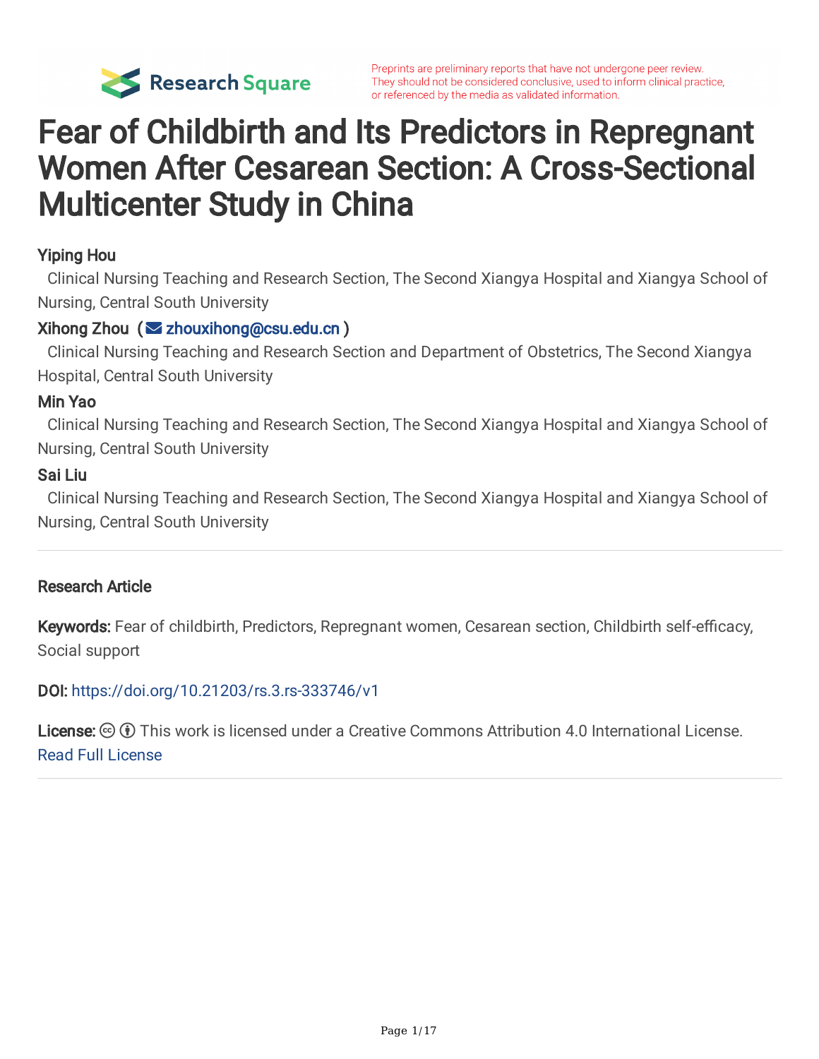Preprints are preliminary reports that have not undergone peer review. They should not be considered conclusive, used to inform clinical practice, or referenced by the media as validated information.

# Fear of Childbirth and Its Predictors in Repregnant Women After Cesarean Section: A Cross-Sectional Multicenter Study in China

**Yiping Hou**
Clinical Nursing Teaching and Research Section, The Second Xiangya Hospital and Xiangya School of Nursing, Central South University

**Xihong Zhou** (zhouxihong@csu.edu.cn)
Clinical Nursing Teaching and Research Section and Department of Obstetrics, The Second Xiangya Hospital, Central South University

**Min Yao**
Clinical Nursing Teaching and Research Section, The Second Xiangya Hospital and Xiangya School of Nursing, Central South University

**Sai Liu**
Clinical Nursing Teaching and Research Section, The Second Xiangya Hospital and Xiangya School of Nursing, Central South University

---

**Research Article**

**Keywords:** Fear of childbirth, Predictors, Repregnant women, Cesarean section, Childbirth self-efficacy, Social support

**DOI:** https://doi.org/10.21203/rs.3.rs-333746/v1

**License:** This work is licensed under a Creative Commons Attribution 4.0 International License. Read Full License

---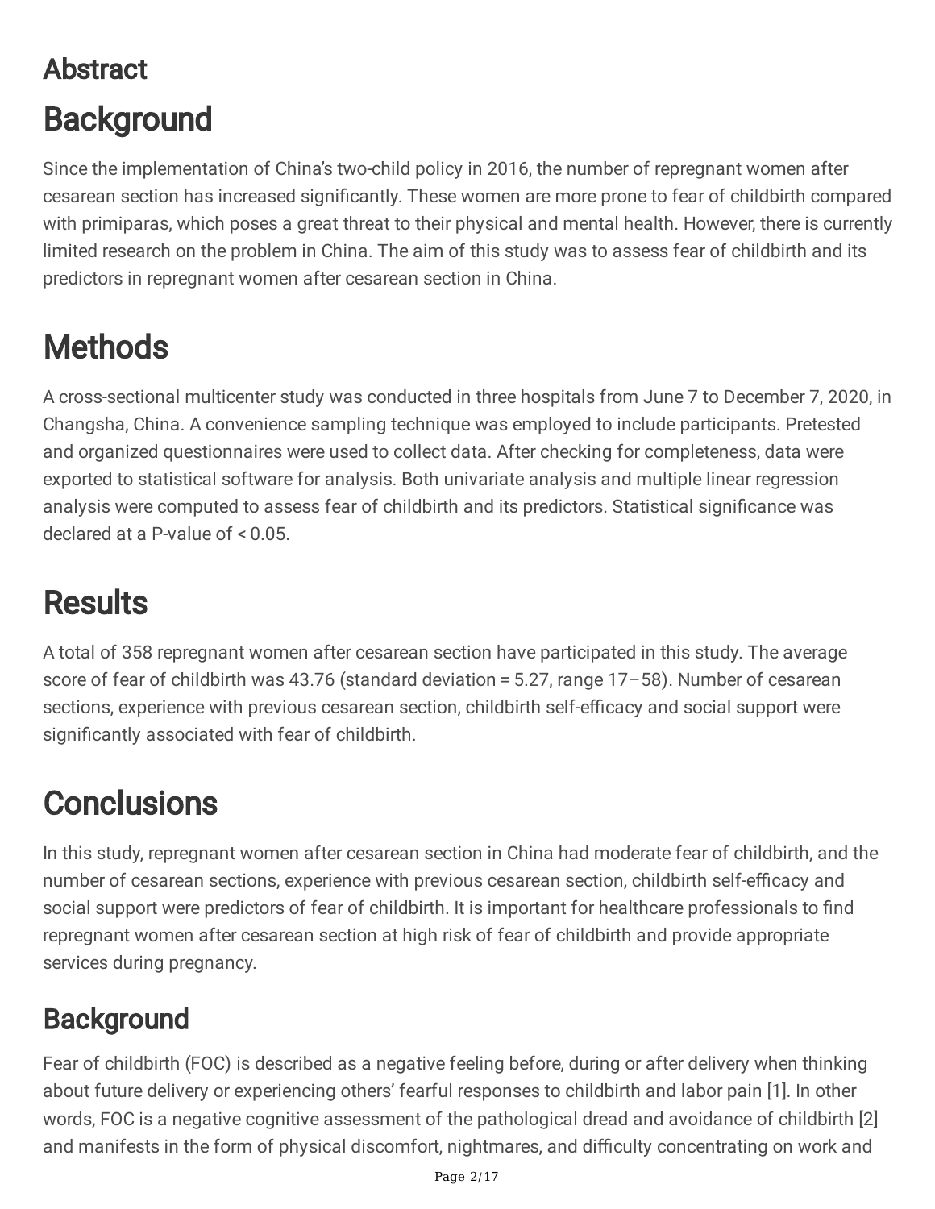## Abstract

# Background

Since the implementation of China's two-child policy in 2016, the number of repregnant women after cesarean section has increased significantly. These women are more prone to fear of childbirth compared with primiparas, which poses a great threat to their physical and mental health. However, there is currently limited research on the problem in China. The aim of this study was to assess fear of childbirth and its predictors in repregnant women after cesarean section in China.

# Methods

A cross-sectional multicenter study was conducted in three hospitals from June 7 to December 7, 2020, in Changsha, China. A convenience sampling technique was employed to include participants. Pretested and organized questionnaires were used to collect data. After checking for completeness, data were exported to statistical software for analysis. Both univariate analysis and multiple linear regression analysis were computed to assess fear of childbirth and its predictors. Statistical significance was declared at a P-value of < 0.05.

# Results

A total of 358 repregnant women after cesarean section have participated in this study. The average score of fear of childbirth was 43.76 (standard deviation = 5.27, range 17–58). Number of cesarean sections, experience with previous cesarean section, childbirth self-efficacy and social support were significantly associated with fear of childbirth.

# Conclusions

In this study, repregnant women after cesarean section in China had moderate fear of childbirth, and the number of cesarean sections, experience with previous cesarean section, childbirth self-efficacy and social support were predictors of fear of childbirth. It is important for healthcare professionals to find repregnant women after cesarean section at high risk of fear of childbirth and provide appropriate services during pregnancy.

## Background

Fear of childbirth (FOC) is described as a negative feeling before, during or after delivery when thinking about future delivery or experiencing others' fearful responses to childbirth and labor pain [1]. In other words, FOC is a negative cognitive assessment of the pathological dread and avoidance of childbirth [2] and manifests in the form of physical discomfort, nightmares, and difficulty concentrating on work and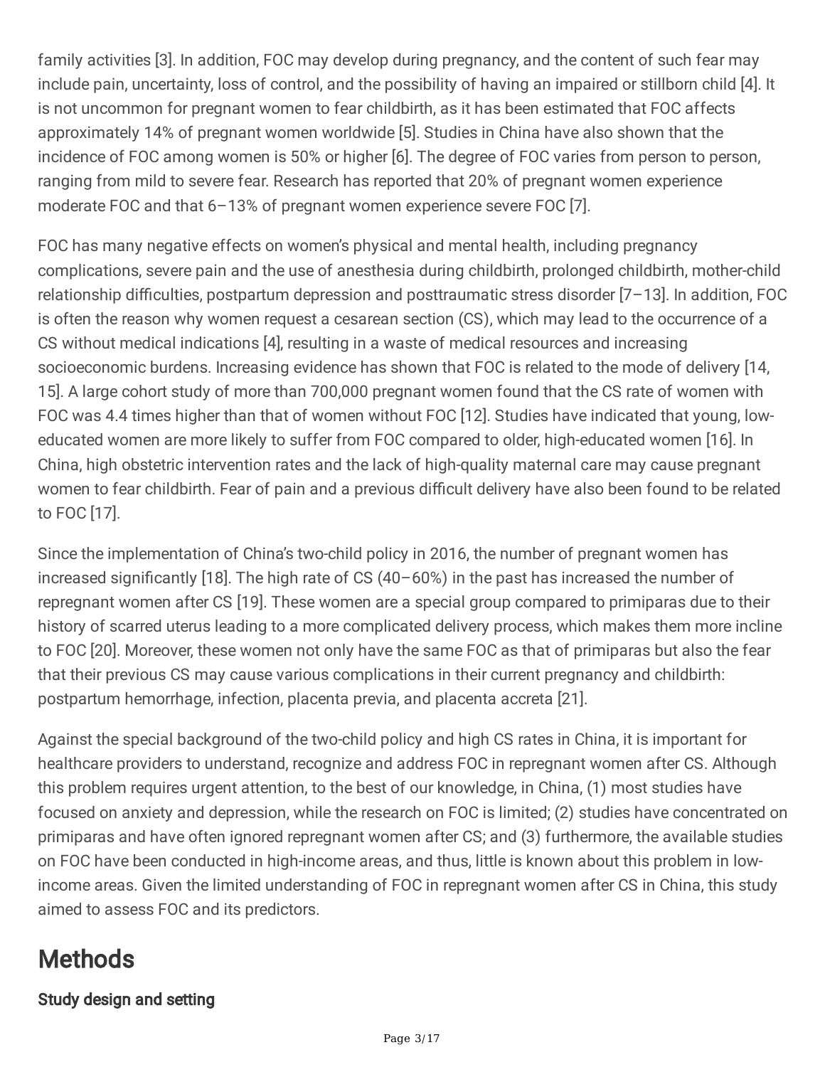family activities [3]. In addition, FOC may develop during pregnancy, and the content of such fear may include pain, uncertainty, loss of control, and the possibility of having an impaired or stillborn child [4]. It is not uncommon for pregnant women to fear childbirth, as it has been estimated that FOC affects approximately 14% of pregnant women worldwide [5]. Studies in China have also shown that the incidence of FOC among women is 50% or higher [6]. The degree of FOC varies from person to person, ranging from mild to severe fear. Research has reported that 20% of pregnant women experience moderate FOC and that 6–13% of pregnant women experience severe FOC [7].

FOC has many negative effects on women's physical and mental health, including pregnancy complications, severe pain and the use of anesthesia during childbirth, prolonged childbirth, mother-child relationship difficulties, postpartum depression and posttraumatic stress disorder [7–13]. In addition, FOC is often the reason why women request a cesarean section (CS), which may lead to the occurrence of a CS without medical indications [4], resulting in a waste of medical resources and increasing socioeconomic burdens. Increasing evidence has shown that FOC is related to the mode of delivery [14, 15]. A large cohort study of more than 700,000 pregnant women found that the CS rate of women with FOC was 4.4 times higher than that of women without FOC [12]. Studies have indicated that young, low-educated women are more likely to suffer from FOC compared to older, high-educated women [16]. In China, high obstetric intervention rates and the lack of high-quality maternal care may cause pregnant women to fear childbirth. Fear of pain and a previous difficult delivery have also been found to be related to FOC [17].

Since the implementation of China's two-child policy in 2016, the number of pregnant women has increased significantly [18]. The high rate of CS (40–60%) in the past has increased the number of repregnant women after CS [19]. These women are a special group compared to primiparas due to their history of scarred uterus leading to a more complicated delivery process, which makes them more incline to FOC [20]. Moreover, these women not only have the same FOC as that of primiparas but also the fear that their previous CS may cause various complications in their current pregnancy and childbirth: postpartum hemorrhage, infection, placenta previa, and placenta accreta [21].

Against the special background of the two-child policy and high CS rates in China, it is important for healthcare providers to understand, recognize and address FOC in repregnant women after CS. Although this problem requires urgent attention, to the best of our knowledge, in China, (1) most studies have focused on anxiety and depression, while the research on FOC is limited; (2) studies have concentrated on primiparas and have often ignored repregnant women after CS; and (3) furthermore, the available studies on FOC have been conducted in high-income areas, and thus, little is known about this problem in low-income areas. Given the limited understanding of FOC in repregnant women after CS in China, this study aimed to assess FOC and its predictors.

# Methods

### Study design and setting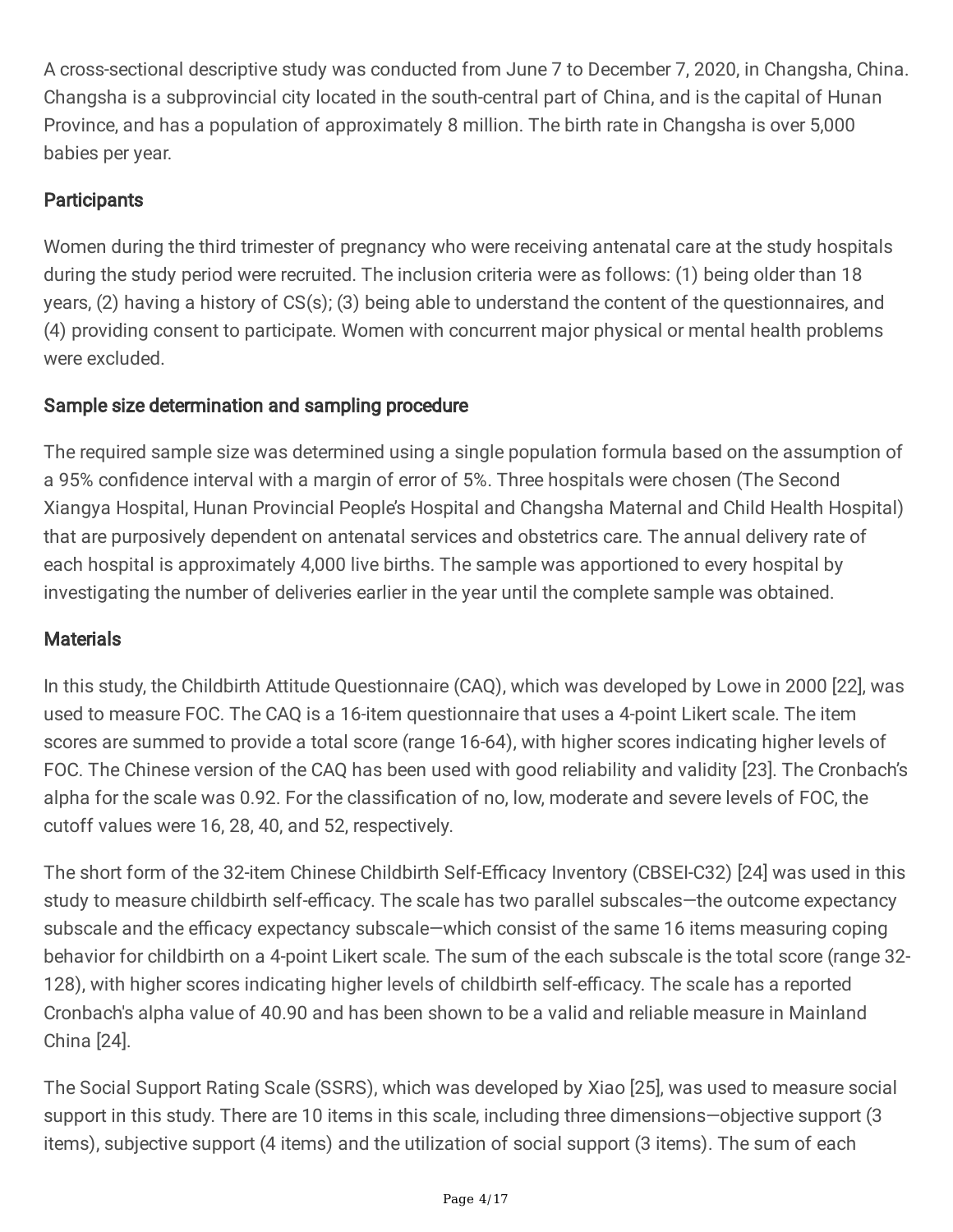A cross-sectional descriptive study was conducted from June 7 to December 7, 2020, in Changsha, China. Changsha is a subprovincial city located in the south-central part of China, and is the capital of Hunan Province, and has a population of approximately 8 million. The birth rate in Changsha is over 5,000 babies per year.

### Participants

Women during the third trimester of pregnancy who were receiving antenatal care at the study hospitals during the study period were recruited. The inclusion criteria were as follows: (1) being older than 18 years, (2) having a history of CS(s); (3) being able to understand the content of the questionnaires, and (4) providing consent to participate. Women with concurrent major physical or mental health problems were excluded.

### Sample size determination and sampling procedure

The required sample size was determined using a single population formula based on the assumption of a 95% confidence interval with a margin of error of 5%. Three hospitals were chosen (The Second Xiangya Hospital, Hunan Provincial People's Hospital and Changsha Maternal and Child Health Hospital) that are purposively dependent on antenatal services and obstetrics care. The annual delivery rate of each hospital is approximately 4,000 live births. The sample was apportioned to every hospital by investigating the number of deliveries earlier in the year until the complete sample was obtained.

### Materials

In this study, the Childbirth Attitude Questionnaire (CAQ), which was developed by Lowe in 2000 [22], was used to measure FOC. The CAQ is a 16-item questionnaire that uses a 4-point Likert scale. The item scores are summed to provide a total score (range 16-64), with higher scores indicating higher levels of FOC. The Chinese version of the CAQ has been used with good reliability and validity [23]. The Cronbach's alpha for the scale was 0.92. For the classification of no, low, moderate and severe levels of FOC, the cutoff values were 16, 28, 40, and 52, respectively.

The short form of the 32-item Chinese Childbirth Self-Efficacy Inventory (CBSEI-C32) [24] was used in this study to measure childbirth self-efficacy. The scale has two parallel subscales—the outcome expectancy subscale and the efficacy expectancy subscale—which consist of the same 16 items measuring coping behavior for childbirth on a 4-point Likert scale. The sum of the each subscale is the total score (range 32-128), with higher scores indicating higher levels of childbirth self-efficacy. The scale has a reported Cronbach's alpha value of 40.90 and has been shown to be a valid and reliable measure in Mainland China [24].

The Social Support Rating Scale (SSRS), which was developed by Xiao [25], was used to measure social support in this study. There are 10 items in this scale, including three dimensions—objective support (3 items), subjective support (4 items) and the utilization of social support (3 items). The sum of each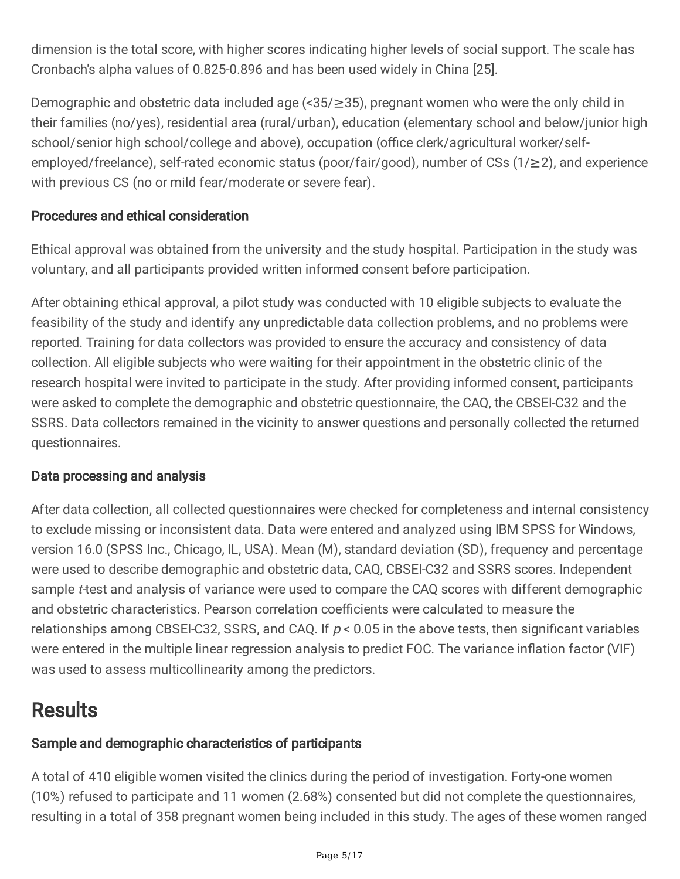dimension is the total score, with higher scores indicating higher levels of social support. The scale has Cronbach's alpha values of 0.825-0.896 and has been used widely in China [25].

Demographic and obstetric data included age (<35/≥35), pregnant women who were the only child in their families (no/yes), residential area (rural/urban), education (elementary school and below/junior high school/senior high school/college and above), occupation (office clerk/agricultural worker/self-employed/freelance), self-rated economic status (poor/fair/good), number of CSs (1/≥2), and experience with previous CS (no or mild fear/moderate or severe fear).

### Procedures and ethical consideration

Ethical approval was obtained from the university and the study hospital. Participation in the study was voluntary, and all participants provided written informed consent before participation.

After obtaining ethical approval, a pilot study was conducted with 10 eligible subjects to evaluate the feasibility of the study and identify any unpredictable data collection problems, and no problems were reported. Training for data collectors was provided to ensure the accuracy and consistency of data collection. All eligible subjects who were waiting for their appointment in the obstetric clinic of the research hospital were invited to participate in the study. After providing informed consent, participants were asked to complete the demographic and obstetric questionnaire, the CAQ, the CBSEI-C32 and the SSRS. Data collectors remained in the vicinity to answer questions and personally collected the returned questionnaires.

### Data processing and analysis

After data collection, all collected questionnaires were checked for completeness and internal consistency to exclude missing or inconsistent data. Data were entered and analyzed using IBM SPSS for Windows, version 16.0 (SPSS Inc., Chicago, IL, USA). Mean (M), standard deviation (SD), frequency and percentage were used to describe demographic and obstetric data, CAQ, CBSEI-C32 and SSRS scores. Independent sample *t*-test and analysis of variance were used to compare the CAQ scores with different demographic and obstetric characteristics. Pearson correlation coefficients were calculated to measure the relationships among CBSEI-C32, SSRS, and CAQ. If $p < 0.05$ in the above tests, then significant variables were entered in the multiple linear regression analysis to predict FOC. The variance inflation factor (VIF) was used to assess multicollinearity among the predictors.

## Results

### Sample and demographic characteristics of participants

A total of 410 eligible women visited the clinics during the period of investigation. Forty-one women (10%) refused to participate and 11 women (2.68%) consented but did not complete the questionnaires, resulting in a total of 358 pregnant women being included in this study. The ages of these women ranged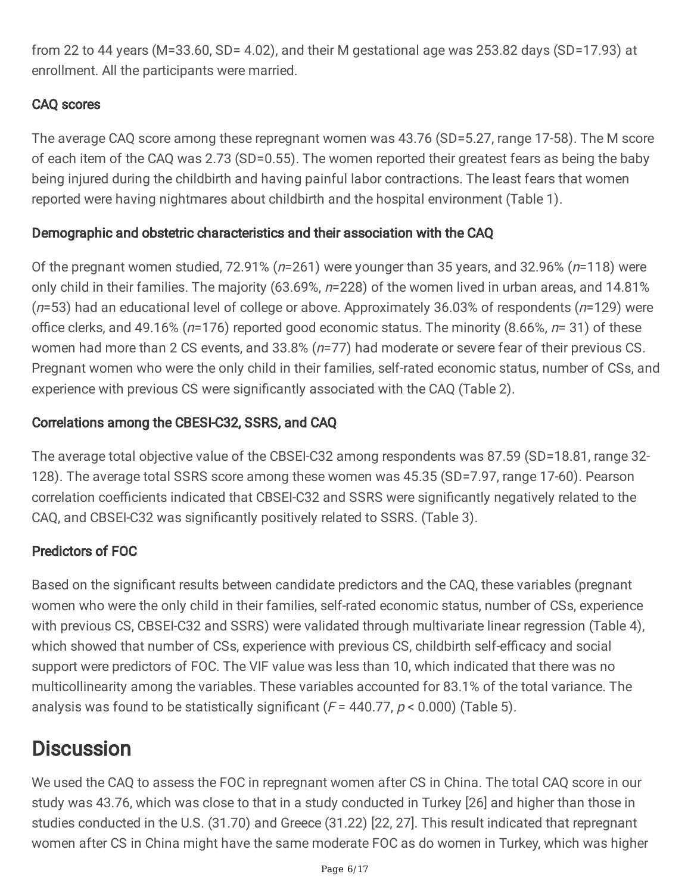from 22 to 44 years (M=33.60, SD= 4.02), and their M gestational age was 253.82 days (SD=17.93) at enrollment. All the participants were married.

### CAQ scores

The average CAQ score among these repregnant women was 43.76 (SD=5.27, range 17-58). The M score of each item of the CAQ was 2.73 (SD=0.55). The women reported their greatest fears as being the baby being injured during the childbirth and having painful labor contractions. The least fears that women reported were having nightmares about childbirth and the hospital environment (Table 1).

### Demographic and obstetric characteristics and their association with the CAQ

Of the pregnant women studied, 72.91% (*n*=261) were younger than 35 years, and 32.96% (*n*=118) were only child in their families. The majority (63.69%, *n*=228) of the women lived in urban areas, and 14.81% (*n*=53) had an educational level of college or above. Approximately 36.03% of respondents (*n*=129) were office clerks, and 49.16% (*n*=176) reported good economic status. The minority (8.66%, *n*= 31) of these women had more than 2 CS events, and 33.8% (*n*=77) had moderate or severe fear of their previous CS. Pregnant women who were the only child in their families, self-rated economic status, number of CSs, and experience with previous CS were significantly associated with the CAQ (Table 2).

### Correlations among the CBESI-C32, SSRS, and CAQ

The average total objective value of the CBSEI-C32 among respondents was 87.59 (SD=18.81, range 32-128). The average total SSRS score among these women was 45.35 (SD=7.97, range 17-60). Pearson correlation coefficients indicated that CBSEI-C32 and SSRS were significantly negatively related to the CAQ, and CBSEI-C32 was significantly positively related to SSRS. (Table 3).

### Predictors of FOC

Based on the significant results between candidate predictors and the CAQ, these variables (pregnant women who were the only child in their families, self-rated economic status, number of CSs, experience with previous CS, CBSEI-C32 and SSRS) were validated through multivariate linear regression (Table 4), which showed that number of CSs, experience with previous CS, childbirth self-efficacy and social support were predictors of FOC. The VIF value was less than 10, which indicated that there was no multicollinearity among the variables. These variables accounted for 83.1% of the total variance. The analysis was found to be statistically significant ($F$ = 440.77, $p$ < 0.000) (Table 5).

## Discussion

We used the CAQ to assess the FOC in repregnant women after CS in China. The total CAQ score in our study was 43.76, which was close to that in a study conducted in Turkey [26] and higher than those in studies conducted in the U.S. (31.70) and Greece (31.22) [22, 27]. This result indicated that repregnant women after CS in China might have the same moderate FOC as do women in Turkey, which was higher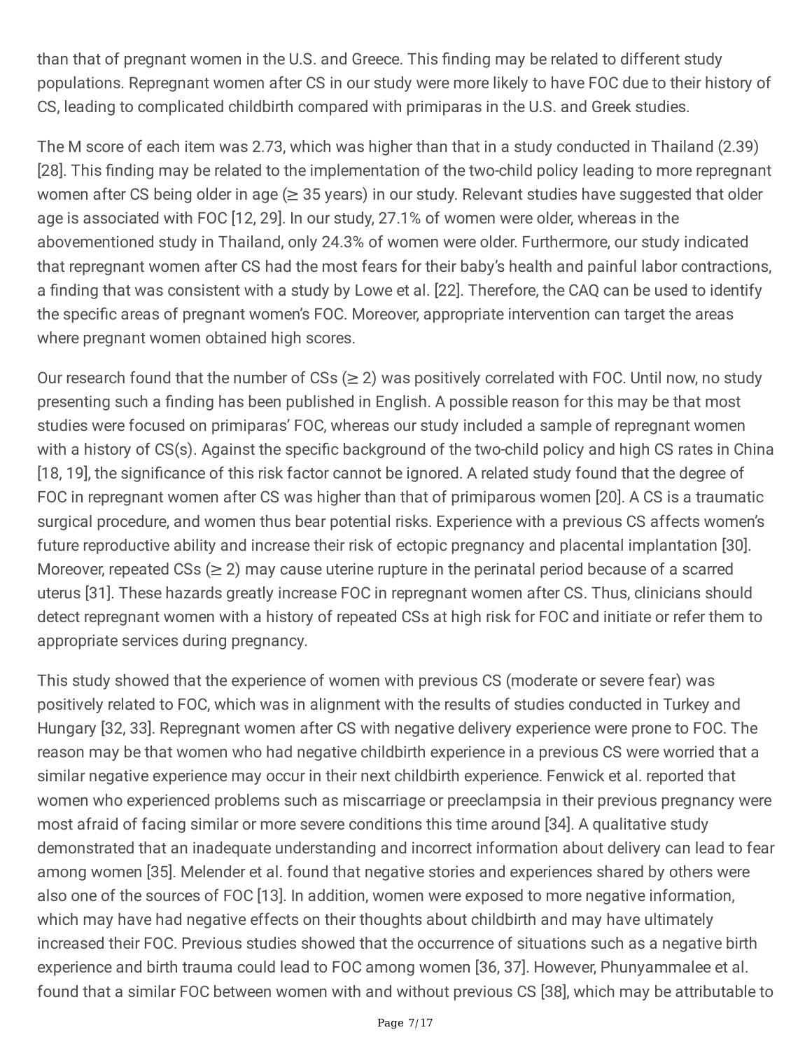than that of pregnant women in the U.S. and Greece. This finding may be related to different study populations. Repregnant women after CS in our study were more likely to have FOC due to their history of CS, leading to complicated childbirth compared with primiparas in the U.S. and Greek studies.

The M score of each item was 2.73, which was higher than that in a study conducted in Thailand (2.39) [28]. This finding may be related to the implementation of the two-child policy leading to more repregnant women after CS being older in age (≥ 35 years) in our study. Relevant studies have suggested that older age is associated with FOC [12, 29]. In our study, 27.1% of women were older, whereas in the abovementioned study in Thailand, only 24.3% of women were older. Furthermore, our study indicated that repregnant women after CS had the most fears for their baby's health and painful labor contractions, a finding that was consistent with a study by Lowe et al. [22]. Therefore, the CAQ can be used to identify the specific areas of pregnant women's FOC. Moreover, appropriate intervention can target the areas where pregnant women obtained high scores.

Our research found that the number of CSs (≥ 2) was positively correlated with FOC. Until now, no study presenting such a finding has been published in English. A possible reason for this may be that most studies were focused on primiparas' FOC, whereas our study included a sample of repregnant women with a history of CS(s). Against the specific background of the two-child policy and high CS rates in China [18, 19], the significance of this risk factor cannot be ignored. A related study found that the degree of FOC in repregnant women after CS was higher than that of primiparous women [20]. A CS is a traumatic surgical procedure, and women thus bear potential risks. Experience with a previous CS affects women's future reproductive ability and increase their risk of ectopic pregnancy and placental implantation [30]. Moreover, repeated CSs (≥ 2) may cause uterine rupture in the perinatal period because of a scarred uterus [31]. These hazards greatly increase FOC in repregnant women after CS. Thus, clinicians should detect repregnant women with a history of repeated CSs at high risk for FOC and initiate or refer them to appropriate services during pregnancy.

This study showed that the experience of women with previous CS (moderate or severe fear) was positively related to FOC, which was in alignment with the results of studies conducted in Turkey and Hungary [32, 33]. Repregnant women after CS with negative delivery experience were prone to FOC. The reason may be that women who had negative childbirth experience in a previous CS were worried that a similar negative experience may occur in their next childbirth experience. Fenwick et al. reported that women who experienced problems such as miscarriage or preeclampsia in their previous pregnancy were most afraid of facing similar or more severe conditions this time around [34]. A qualitative study demonstrated that an inadequate understanding and incorrect information about delivery can lead to fear among women [35]. Melender et al. found that negative stories and experiences shared by others were also one of the sources of FOC [13]. In addition, women were exposed to more negative information, which may have had negative effects on their thoughts about childbirth and may have ultimately increased their FOC. Previous studies showed that the occurrence of situations such as a negative birth experience and birth trauma could lead to FOC among women [36, 37]. However, Phunyammalee et al. found that a similar FOC between women with and without previous CS [38], which may be attributable to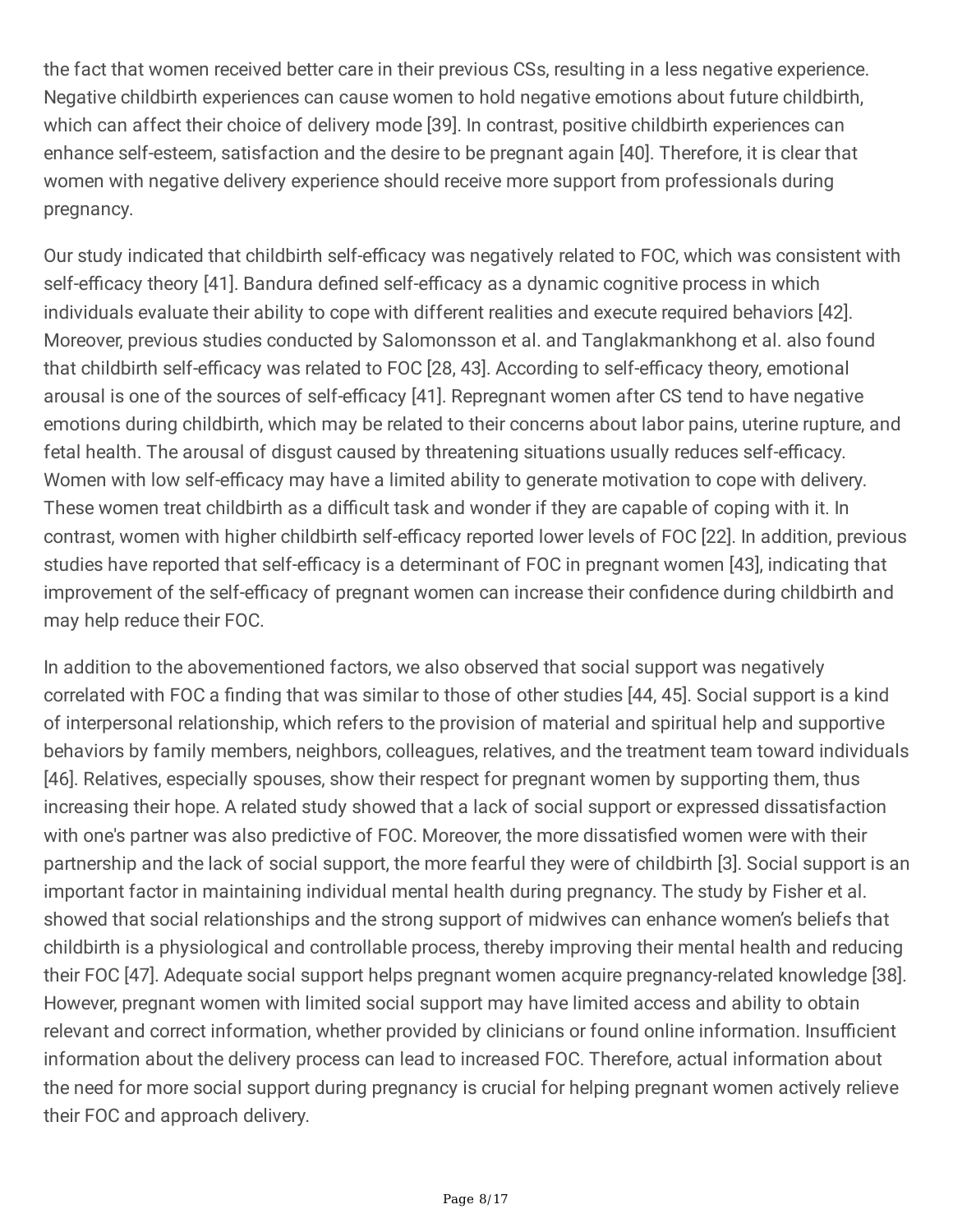the fact that women received better care in their previous CSs, resulting in a less negative experience. Negative childbirth experiences can cause women to hold negative emotions about future childbirth, which can affect their choice of delivery mode [39]. In contrast, positive childbirth experiences can enhance self-esteem, satisfaction and the desire to be pregnant again [40]. Therefore, it is clear that women with negative delivery experience should receive more support from professionals during pregnancy.

Our study indicated that childbirth self-efficacy was negatively related to FOC, which was consistent with self-efficacy theory [41]. Bandura defined self-efficacy as a dynamic cognitive process in which individuals evaluate their ability to cope with different realities and execute required behaviors [42]. Moreover, previous studies conducted by Salomonsson et al. and Tanglakmankhong et al. also found that childbirth self-efficacy was related to FOC [28, 43]. According to self-efficacy theory, emotional arousal is one of the sources of self-efficacy [41]. Repregnant women after CS tend to have negative emotions during childbirth, which may be related to their concerns about labor pains, uterine rupture, and fetal health. The arousal of disgust caused by threatening situations usually reduces self-efficacy. Women with low self-efficacy may have a limited ability to generate motivation to cope with delivery. These women treat childbirth as a difficult task and wonder if they are capable of coping with it. In contrast, women with higher childbirth self-efficacy reported lower levels of FOC [22]. In addition, previous studies have reported that self-efficacy is a determinant of FOC in pregnant women [43], indicating that improvement of the self-efficacy of pregnant women can increase their confidence during childbirth and may help reduce their FOC.

In addition to the abovementioned factors, we also observed that social support was negatively correlated with FOC a finding that was similar to those of other studies [44, 45]. Social support is a kind of interpersonal relationship, which refers to the provision of material and spiritual help and supportive behaviors by family members, neighbors, colleagues, relatives, and the treatment team toward individuals [46]. Relatives, especially spouses, show their respect for pregnant women by supporting them, thus increasing their hope. A related study showed that a lack of social support or expressed dissatisfaction with one's partner was also predictive of FOC. Moreover, the more dissatisfied women were with their partnership and the lack of social support, the more fearful they were of childbirth [3]. Social support is an important factor in maintaining individual mental health during pregnancy. The study by Fisher et al. showed that social relationships and the strong support of midwives can enhance women's beliefs that childbirth is a physiological and controllable process, thereby improving their mental health and reducing their FOC [47]. Adequate social support helps pregnant women acquire pregnancy-related knowledge [38]. However, pregnant women with limited social support may have limited access and ability to obtain relevant and correct information, whether provided by clinicians or found online information. Insufficient information about the delivery process can lead to increased FOC. Therefore, actual information about the need for more social support during pregnancy is crucial for helping pregnant women actively relieve their FOC and approach delivery.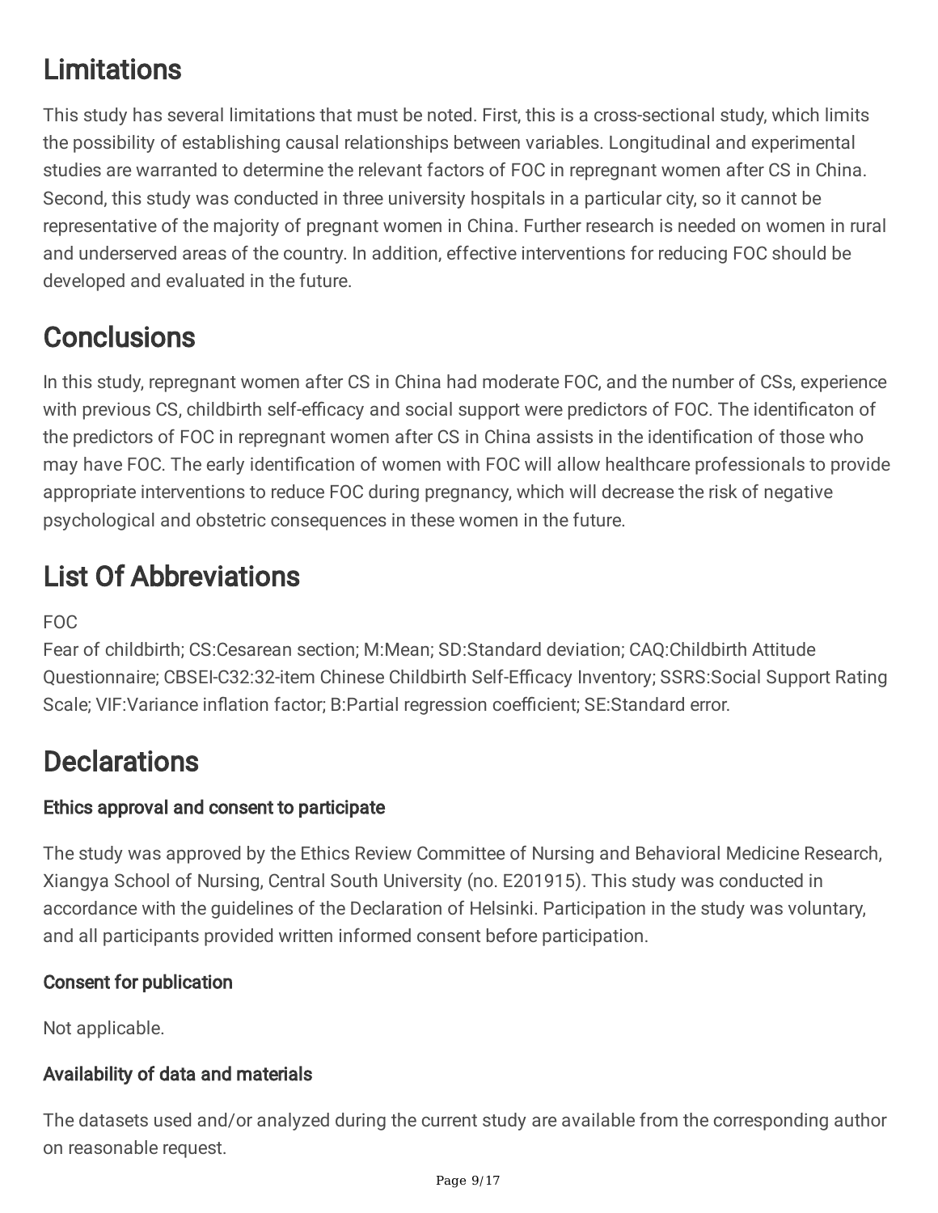# Limitations

This study has several limitations that must be noted. First, this is a cross-sectional study, which limits the possibility of establishing causal relationships between variables. Longitudinal and experimental studies are warranted to determine the relevant factors of FOC in repregnant women after CS in China. Second, this study was conducted in three university hospitals in a particular city, so it cannot be representative of the majority of pregnant women in China. Further research is needed on women in rural and underserved areas of the country. In addition, effective interventions for reducing FOC should be developed and evaluated in the future.

# Conclusions

In this study, repregnant women after CS in China had moderate FOC, and the number of CSs, experience with previous CS, childbirth self-efficacy and social support were predictors of FOC. The identificaton of the predictors of FOC in repregnant women after CS in China assists in the identification of those who may have FOC. The early identification of women with FOC will allow healthcare professionals to provide appropriate interventions to reduce FOC during pregnancy, which will decrease the risk of negative psychological and obstetric consequences in these women in the future.

# List Of Abbreviations

FOC

Fear of childbirth; CS:Cesarean section; M:Mean; SD:Standard deviation; CAQ:Childbirth Attitude Questionnaire; CBSEI-C32:32-item Chinese Childbirth Self-Efficacy Inventory; SSRS:Social Support Rating Scale; VIF:Variance inflation factor; B:Partial regression coefficient; SE:Standard error.

# Declarations

## Ethics approval and consent to participate

The study was approved by the Ethics Review Committee of Nursing and Behavioral Medicine Research, Xiangya School of Nursing, Central South University (no. E201915). This study was conducted in accordance with the guidelines of the Declaration of Helsinki. Participation in the study was voluntary, and all participants provided written informed consent before participation.

## Consent for publication

Not applicable.

## Availability of data and materials

The datasets used and/or analyzed during the current study are available from the corresponding author on reasonable request.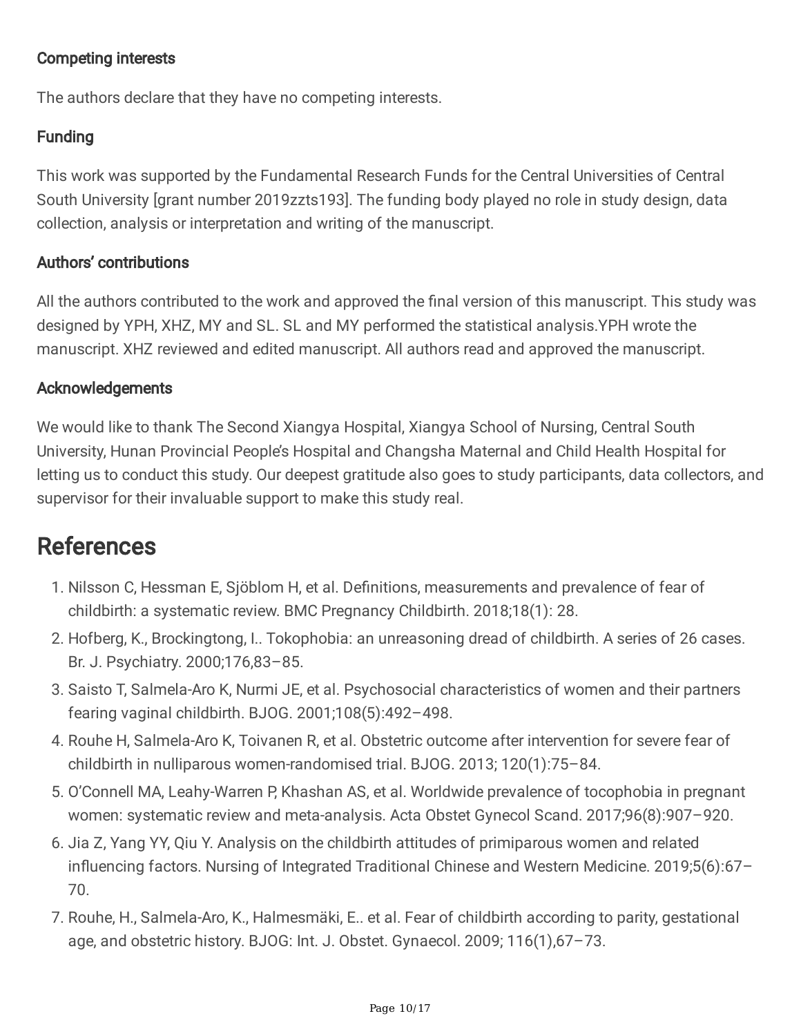### Competing interests

The authors declare that they have no competing interests.

### Funding

This work was supported by the Fundamental Research Funds for the Central Universities of Central South University [grant number 2019zzts193]. The funding body played no role in study design, data collection, analysis or interpretation and writing of the manuscript.

### Authors' contributions

All the authors contributed to the work and approved the final version of this manuscript. This study was designed by YPH, XHZ, MY and SL. SL and MY performed the statistical analysis.YPH wrote the manuscript. XHZ reviewed and edited manuscript. All authors read and approved the manuscript.

### Acknowledgements

We would like to thank The Second Xiangya Hospital, Xiangya School of Nursing, Central South University, Hunan Provincial People's Hospital and Changsha Maternal and Child Health Hospital for letting us to conduct this study. Our deepest gratitude also goes to study participants, data collectors, and supervisor for their invaluable support to make this study real.

## References

1. Nilsson C, Hessman E, Sjöblom H, et al. Definitions, measurements and prevalence of fear of childbirth: a systematic review. BMC Pregnancy Childbirth. 2018;18(1): 28.
2. Hofberg, K., Brockingtong, I.. Tokophobia: an unreasoning dread of childbirth. A series of 26 cases. Br. J. Psychiatry. 2000;176,83–85.
3. Saisto T, Salmela-Aro K, Nurmi JE, et al. Psychosocial characteristics of women and their partners fearing vaginal childbirth. BJOG. 2001;108(5):492–498.
4. Rouhe H, Salmela-Aro K, Toivanen R, et al. Obstetric outcome after intervention for severe fear of childbirth in nulliparous women-randomised trial. BJOG. 2013; 120(1):75–84.
5. O'Connell MA, Leahy-Warren P, Khashan AS, et al. Worldwide prevalence of tocophobia in pregnant women: systematic review and meta-analysis. Acta Obstet Gynecol Scand. 2017;96(8):907–920.
6. Jia Z, Yang YY, Qiu Y. Analysis on the childbirth attitudes of primiparous women and related influencing factors. Nursing of Integrated Traditional Chinese and Western Medicine. 2019;5(6):67–70.
7. Rouhe, H., Salmela-Aro, K., Halmesmäki, E.. et al. Fear of childbirth according to parity, gestational age, and obstetric history. BJOG: Int. J. Obstet. Gynaecol. 2009; 116(1),67–73.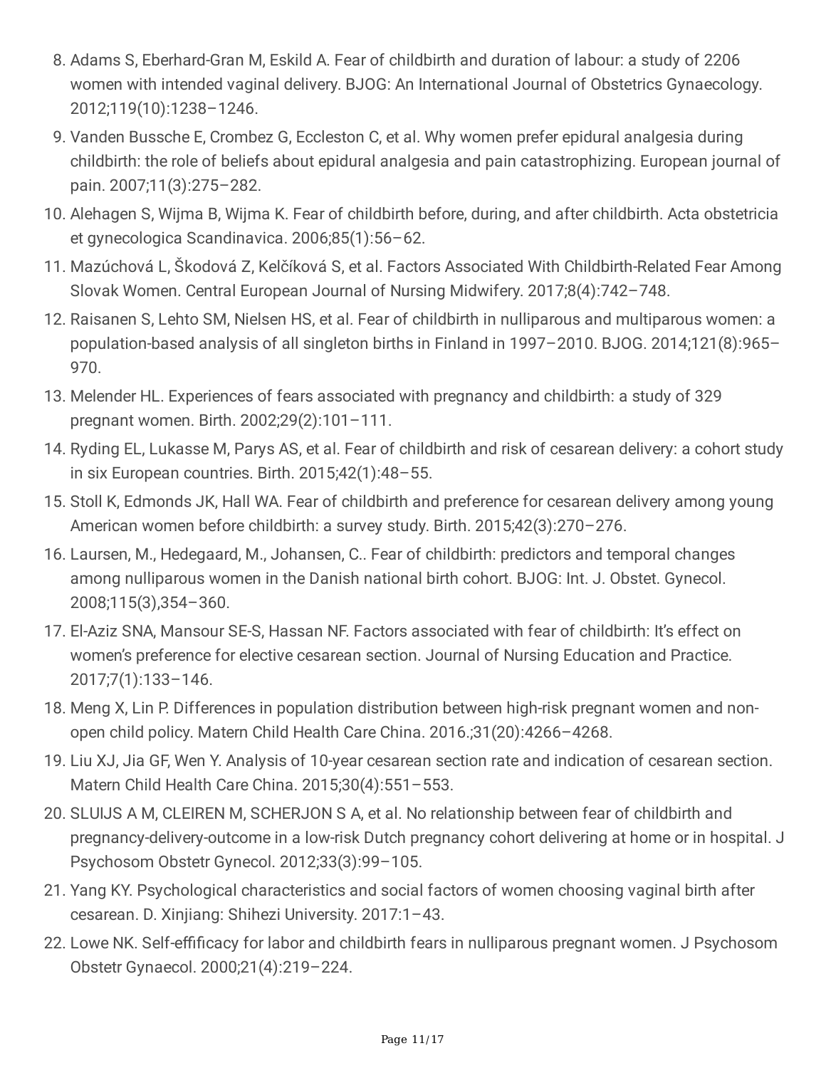8. Adams S, Eberhard-Gran M, Eskild A. Fear of childbirth and duration of labour: a study of 2206 women with intended vaginal delivery. BJOG: An International Journal of Obstetrics Gynaecology. 2012;119(10):1238–1246.
9. Vanden Bussche E, Crombez G, Eccleston C, et al. Why women prefer epidural analgesia during childbirth: the role of beliefs about epidural analgesia and pain catastrophizing. European journal of pain. 2007;11(3):275–282.
10. Alehagen S, Wijma B, Wijma K. Fear of childbirth before, during, and after childbirth. Acta obstetricia et gynecologica Scandinavica. 2006;85(1):56–62.
11. Mazúchová L, Škodová Z, Kelčíková S, et al. Factors Associated With Childbirth-Related Fear Among Slovak Women. Central European Journal of Nursing Midwifery. 2017;8(4):742–748.
12. Raisanen S, Lehto SM, Nielsen HS, et al. Fear of childbirth in nulliparous and multiparous women: a population-based analysis of all singleton births in Finland in 1997–2010. BJOG. 2014;121(8):965–970.
13. Melender HL. Experiences of fears associated with pregnancy and childbirth: a study of 329 pregnant women. Birth. 2002;29(2):101–111.
14. Ryding EL, Lukasse M, Parys AS, et al. Fear of childbirth and risk of cesarean delivery: a cohort study in six European countries. Birth. 2015;42(1):48–55.
15. Stoll K, Edmonds JK, Hall WA. Fear of childbirth and preference for cesarean delivery among young American women before childbirth: a survey study. Birth. 2015;42(3):270–276.
16. Laursen, M., Hedegaard, M., Johansen, C.. Fear of childbirth: predictors and temporal changes among nulliparous women in the Danish national birth cohort. BJOG: Int. J. Obstet. Gynecol. 2008;115(3),354–360.
17. El-Aziz SNA, Mansour SE-S, Hassan NF. Factors associated with fear of childbirth: It's effect on women's preference for elective cesarean section. Journal of Nursing Education and Practice. 2017;7(1):133–146.
18. Meng X, Lin P. Differences in population distribution between high-risk pregnant women and non-open child policy. Matern Child Health Care China. 2016.;31(20):4266–4268.
19. Liu XJ, Jia GF, Wen Y. Analysis of 10-year cesarean section rate and indication of cesarean section. Matern Child Health Care China. 2015;30(4):551–553.
20. SLUIJS A M, CLEIREN M, SCHERJON S A, et al. No relationship between fear of childbirth and pregnancy-delivery-outcome in a low-risk Dutch pregnancy cohort delivering at home or in hospital. J Psychosom Obstetr Gynecol. 2012;33(3):99–105.
21. Yang KY. Psychological characteristics and social factors of women choosing vaginal birth after cesarean. D. Xinjiang: Shihezi University. 2017:1–43.
22. Lowe NK. Self-effificacy for labor and childbirth fears in nulliparous pregnant women. J Psychosom Obstetr Gynaecol. 2000;21(4):219–224.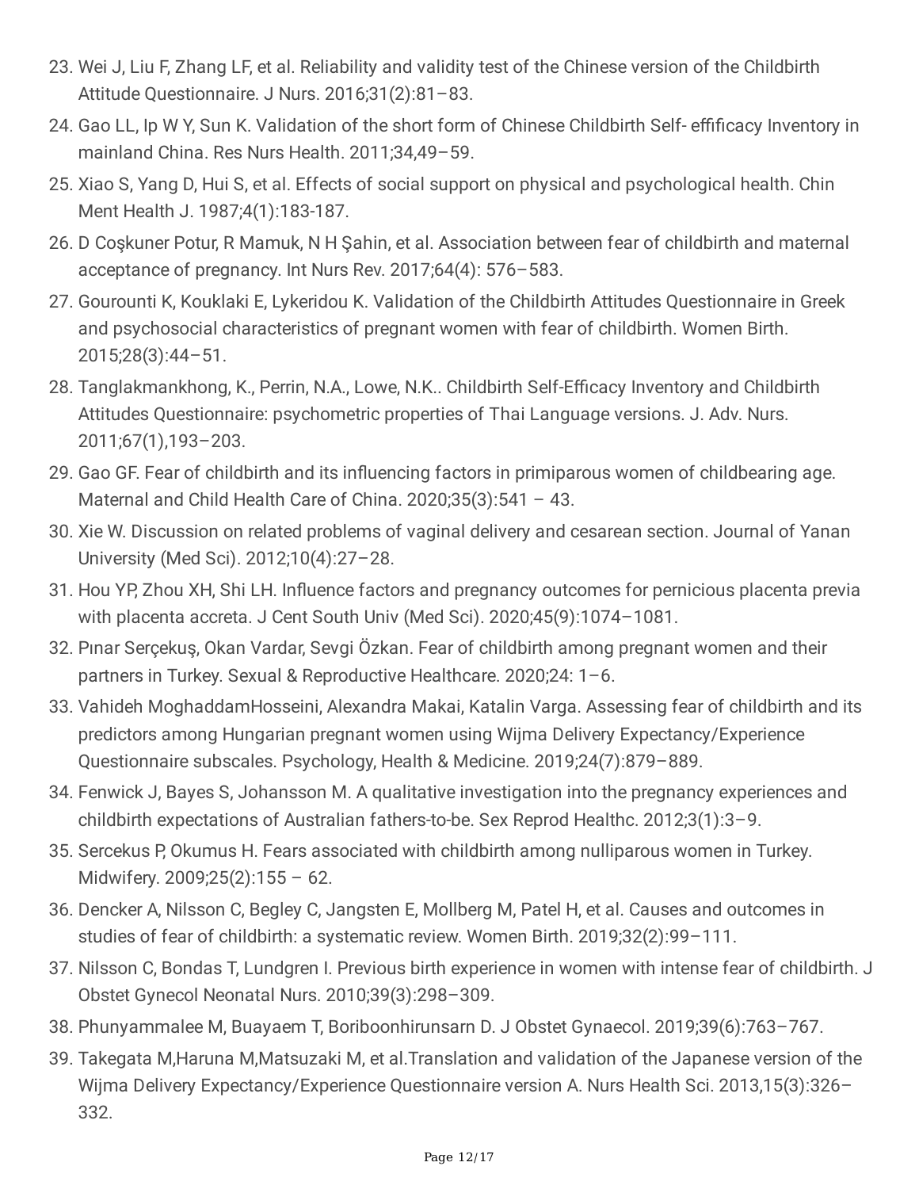23. Wei J, Liu F, Zhang LF, et al. Reliability and validity test of the Chinese version of the Childbirth Attitude Questionnaire. J Nurs. 2016;31(2):81–83.
24. Gao LL, Ip W Y, Sun K. Validation of the short form of Chinese Childbirth Self- effificacy Inventory in mainland China. Res Nurs Health. 2011;34,49–59.
25. Xiao S, Yang D, Hui S, et al. Effects of social support on physical and psychological health. Chin Ment Health J. 1987;4(1):183-187.
26. D Coşkuner Potur, R Mamuk, N H Şahin, et al. Association between fear of childbirth and maternal acceptance of pregnancy. Int Nurs Rev. 2017;64(4): 576–583.
27. Gourounti K, Kouklaki E, Lykeridou K. Validation of the Childbirth Attitudes Questionnaire in Greek and psychosocial characteristics of pregnant women with fear of childbirth. Women Birth. 2015;28(3):44–51.
28. Tanglakmankhong, K., Perrin, N.A., Lowe, N.K.. Childbirth Self-Efficacy Inventory and Childbirth Attitudes Questionnaire: psychometric properties of Thai Language versions. J. Adv. Nurs. 2011;67(1),193–203.
29. Gao GF. Fear of childbirth and its influencing factors in primiparous women of childbearing age. Maternal and Child Health Care of China. 2020;35(3):541 – 43.
30. Xie W. Discussion on related problems of vaginal delivery and cesarean section. Journal of Yanan University (Med Sci). 2012;10(4):27–28.
31. Hou YP, Zhou XH, Shi LH. Influence factors and pregnancy outcomes for pernicious placenta previa with placenta accreta. J Cent South Univ (Med Sci). 2020;45(9):1074–1081.
32. Pınar Serçekuş, Okan Vardar, Sevgi Özkan. Fear of childbirth among pregnant women and their partners in Turkey. Sexual & Reproductive Healthcare. 2020;24: 1–6.
33. Vahideh MoghaddamHosseini, Alexandra Makai, Katalin Varga. Assessing fear of childbirth and its predictors among Hungarian pregnant women using Wijma Delivery Expectancy/Experience Questionnaire subscales. Psychology, Health & Medicine. 2019;24(7):879–889.
34. Fenwick J, Bayes S, Johansson M. A qualitative investigation into the pregnancy experiences and childbirth expectations of Australian fathers-to-be. Sex Reprod Healthc. 2012;3(1):3–9.
35. Sercekus P, Okumus H. Fears associated with childbirth among nulliparous women in Turkey. Midwifery. 2009;25(2):155 – 62.
36. Dencker A, Nilsson C, Begley C, Jangsten E, Mollberg M, Patel H, et al. Causes and outcomes in studies of fear of childbirth: a systematic review. Women Birth. 2019;32(2):99–111.
37. Nilsson C, Bondas T, Lundgren I. Previous birth experience in women with intense fear of childbirth. J Obstet Gynecol Neonatal Nurs. 2010;39(3):298–309.
38. Phunyammalee M, Buayaem T, Boriboonhirunsarn D. J Obstet Gynaecol. 2019;39(6):763–767.
39. Takegata M,Haruna M,Matsuzaki M, et al.Translation and validation of the Japanese version of the Wijma Delivery Expectancy/Experience Questionnaire version A. Nurs Health Sci. 2013,15(3):326–332.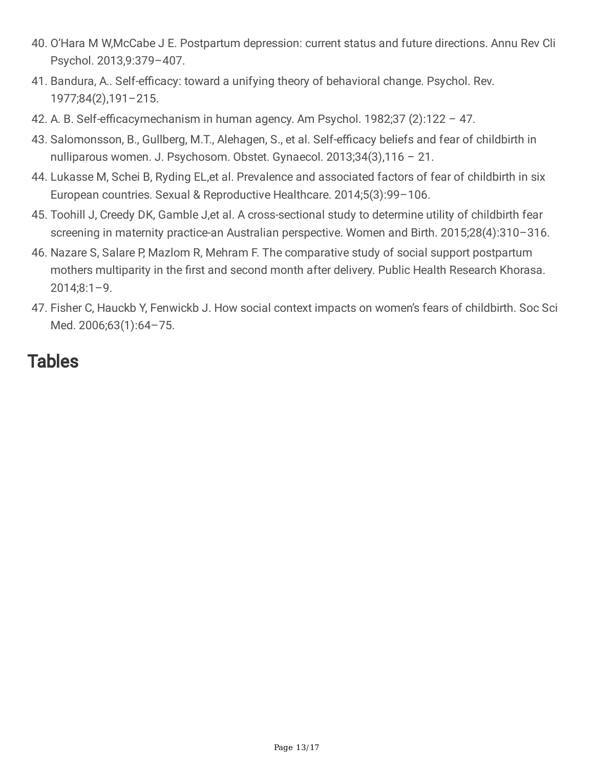40. O'Hara M W,McCabe J E. Postpartum depression: current status and future directions. Annu Rev Cli Psychol. 2013,9:379–407.
41. Bandura, A.. Self-efficacy: toward a unifying theory of behavioral change. Psychol. Rev. 1977;84(2),191–215.
42. A. B. Self-efficacymechanism in human agency. Am Psychol. 1982;37 (2):122 – 47.
43. Salomonsson, B., Gullberg, M.T., Alehagen, S., et al. Self-efficacy beliefs and fear of childbirth in nulliparous women. J. Psychosom. Obstet. Gynaecol. 2013;34(3),116 – 21.
44. Lukasse M, Schei B, Ryding EL,et al. Prevalence and associated factors of fear of childbirth in six European countries. Sexual & Reproductive Healthcare. 2014;5(3):99–106.
45. Toohill J, Creedy DK, Gamble J,et al. A cross-sectional study to determine utility of childbirth fear screening in maternity practice-an Australian perspective. Women and Birth. 2015;28(4):310–316.
46. Nazare S, Salare P, Mazlom R, Mehram F. The comparative study of social support postpartum mothers multiparity in the first and second month after delivery. Public Health Research Khorasa. 2014;8:1–9.
47. Fisher C, Hauckb Y, Fenwickb J. How social context impacts on women's fears of childbirth. Soc Sci Med. 2006;63(1):64–75.

# Tables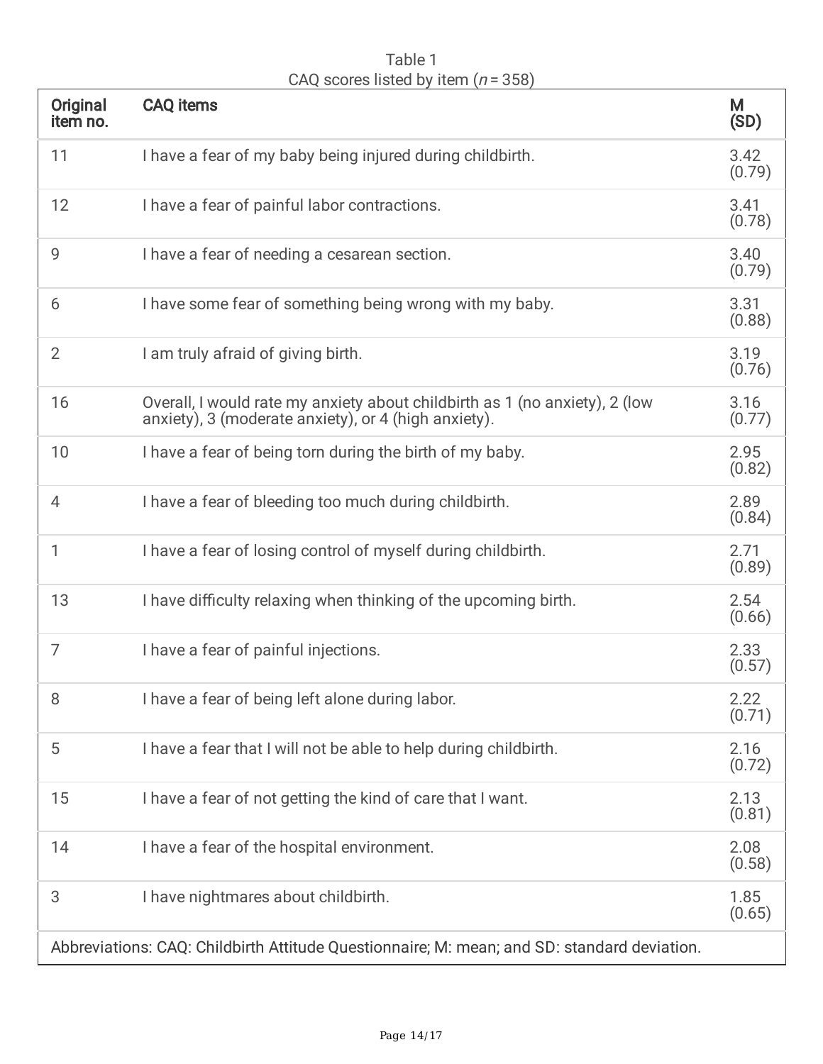Table 1
CAQ scores listed by item (*n* = 358)

| Original item no. | CAQ items | M (SD) |
|---|---|---|
| 11 | I have a fear of my baby being injured during childbirth. | 3.42 (0.79) |
| 12 | I have a fear of painful labor contractions. | 3.41 (0.78) |
| 9 | I have a fear of needing a cesarean section. | 3.40 (0.79) |
| 6 | I have some fear of something being wrong with my baby. | 3.31 (0.88) |
| 2 | I am truly afraid of giving birth. | 3.19 (0.76) |
| 16 | Overall, I would rate my anxiety about childbirth as 1 (no anxiety), 2 (low anxiety), 3 (moderate anxiety), or 4 (high anxiety). | 3.16 (0.77) |
| 10 | I have a fear of being torn during the birth of my baby. | 2.95 (0.82) |
| 4 | I have a fear of bleeding too much during childbirth. | 2.89 (0.84) |
| 1 | I have a fear of losing control of myself during childbirth. | 2.71 (0.89) |
| 13 | I have difficulty relaxing when thinking of the upcoming birth. | 2.54 (0.66) |
| 7 | I have a fear of painful injections. | 2.33 (0.57) |
| 8 | I have a fear of being left alone during labor. | 2.22 (0.71) |
| 5 | I have a fear that I will not be able to help during childbirth. | 2.16 (0.72) |
| 15 | I have a fear of not getting the kind of care that I want. | 2.13 (0.81) |
| 14 | I have a fear of the hospital environment. | 2.08 (0.58) |
| 3 | I have nightmares about childbirth. | 1.85 (0.65) |

Abbreviations: CAQ: Childbirth Attitude Questionnaire; M: mean; and SD: standard deviation.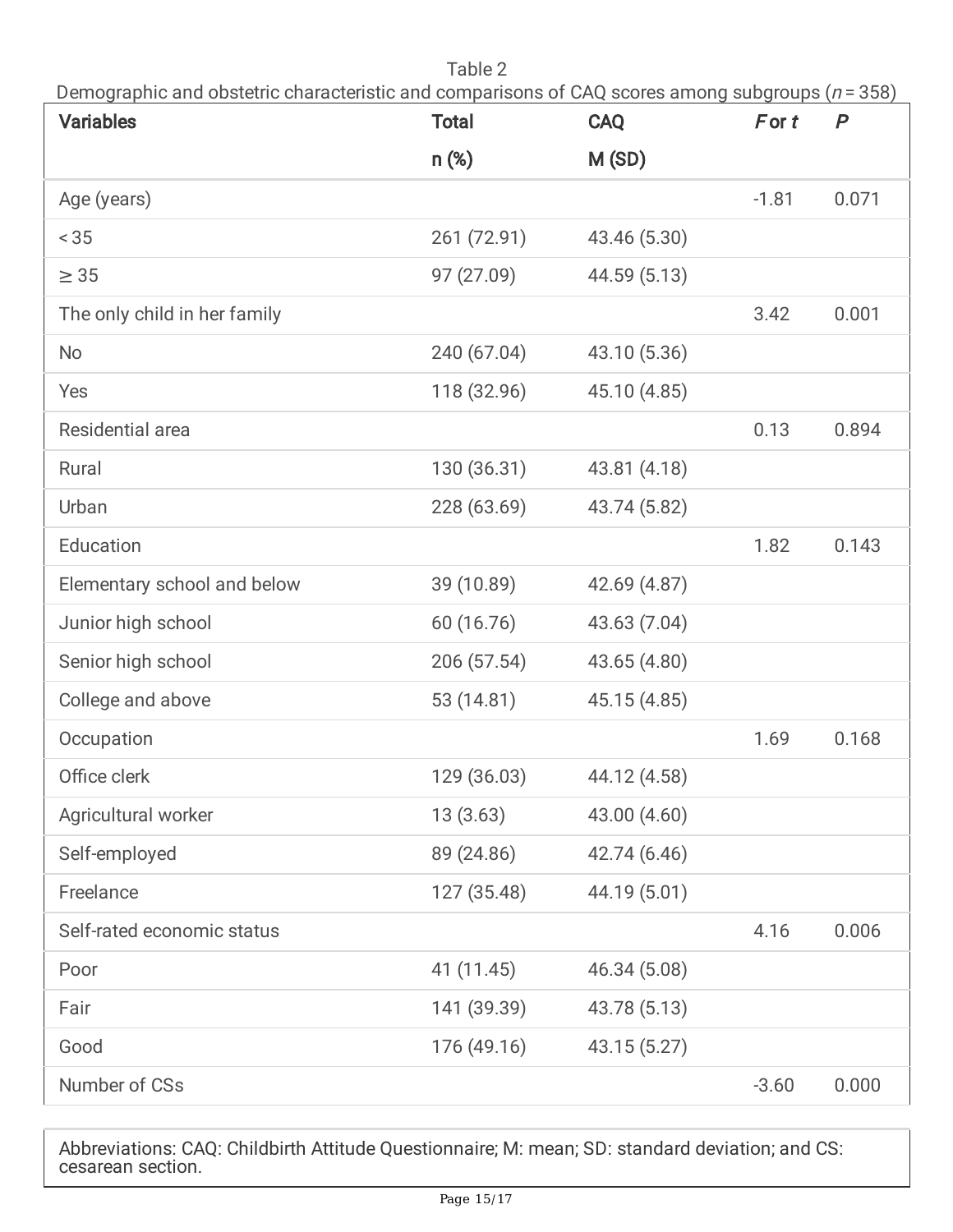Table 2

Demographic and obstetric characteristic and comparisons of CAQ scores among subgroups ($n$ = 358)

| Variables | Total n (%) | CAQ M (SD) | $F$ or $t$ | $P$ |
|---|---|---|---|---|
| Age (years) | | | -1.81 | 0.071 |
| < 35 | 261 (72.91) | 43.46 (5.30) | | |
| ≥ 35 | 97 (27.09) | 44.59 (5.13) | | |
| The only child in her family | | | 3.42 | 0.001 |
| No | 240 (67.04) | 43.10 (5.36) | | |
| Yes | 118 (32.96) | 45.10 (4.85) | | |
| Residential area | | | 0.13 | 0.894 |
| Rural | 130 (36.31) | 43.81 (4.18) | | |
| Urban | 228 (63.69) | 43.74 (5.82) | | |
| Education | | | 1.82 | 0.143 |
| Elementary school and below | 39 (10.89) | 42.69 (4.87) | | |
| Junior high school | 60 (16.76) | 43.63 (7.04) | | |
| Senior high school | 206 (57.54) | 43.65 (4.80) | | |
| College and above | 53 (14.81) | 45.15 (4.85) | | |
| Occupation | | | 1.69 | 0.168 |
| Office clerk | 129 (36.03) | 44.12 (4.58) | | |
| Agricultural worker | 13 (3.63) | 43.00 (4.60) | | |
| Self-employed | 89 (24.86) | 42.74 (6.46) | | |
| Freelance | 127 (35.48) | 44.19 (5.01) | | |
| Self-rated economic status | | | 4.16 | 0.006 |
| Poor | 41 (11.45) | 46.34 (5.08) | | |
| Fair | 141 (39.39) | 43.78 (5.13) | | |
| Good | 176 (49.16) | 43.15 (5.27) | | |
| Number of CSs | | | -3.60 | 0.000 |

Abbreviations: CAQ: Childbirth Attitude Questionnaire; M: mean; SD: standard deviation; and CS: cesarean section.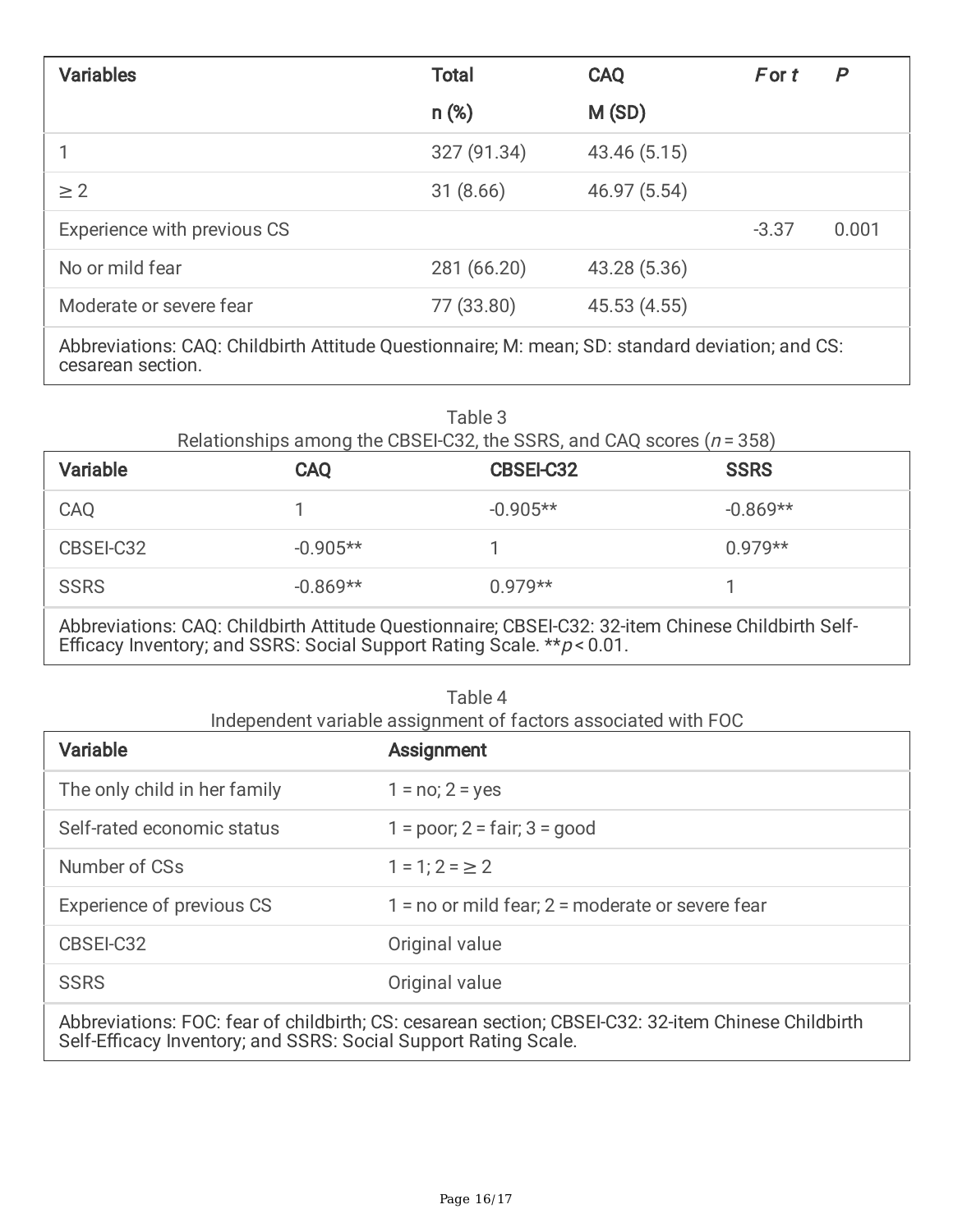| Variables | Total<br>n (%) | CAQ<br>M (SD) | *F* or *t* | *P* |
|---|---|---|---|---|
| 1 | 327 (91.34) | 43.46 (5.15) | | |
| ≥ 2 | 31 (8.66) | 46.97 (5.54) | | |
| Experience with previous CS | | | -3.37 | 0.001 |
| No or mild fear | 281 (66.20) | 43.28 (5.36) | | |
| Moderate or severe fear | 77 (33.80) | 45.53 (4.55) | | |

Abbreviations: CAQ: Childbirth Attitude Questionnaire; M: mean; SD: standard deviation; and CS: cesarean section.

Table 3
Relationships among the CBSEI-C32, the SSRS, and CAQ scores ($n = 358$)

| Variable | CAQ | CBSEI-C32 | SSRS |
|---|---|---|---|
| CAQ | 1 | -0.905** | -0.869** |
| CBSEI-C32 | -0.905** | 1 | 0.979** |
| SSRS | -0.869** | 0.979** | 1 |

Abbreviations: CAQ: Childbirth Attitude Questionnaire; CBSEI-C32: 32-item Chinese Childbirth Self-Efficacy Inventory; and SSRS: Social Support Rating Scale. ** $p < 0.01$.

Table 4
Independent variable assignment of factors associated with FOC

| Variable | Assignment |
|---|---|
| The only child in her family | 1 = no; 2 = yes |
| Self-rated economic status | 1 = poor; 2 = fair; 3 = good |
| Number of CSs | 1 = 1; 2 = ≥ 2 |
| Experience of previous CS | 1 = no or mild fear; 2 = moderate or severe fear |
| CBSEI-C32 | Original value |
| SSRS | Original value |

Abbreviations: FOC: fear of childbirth; CS: cesarean section; CBSEI-C32: 32-item Chinese Childbirth Self-Efficacy Inventory; and SSRS: Social Support Rating Scale.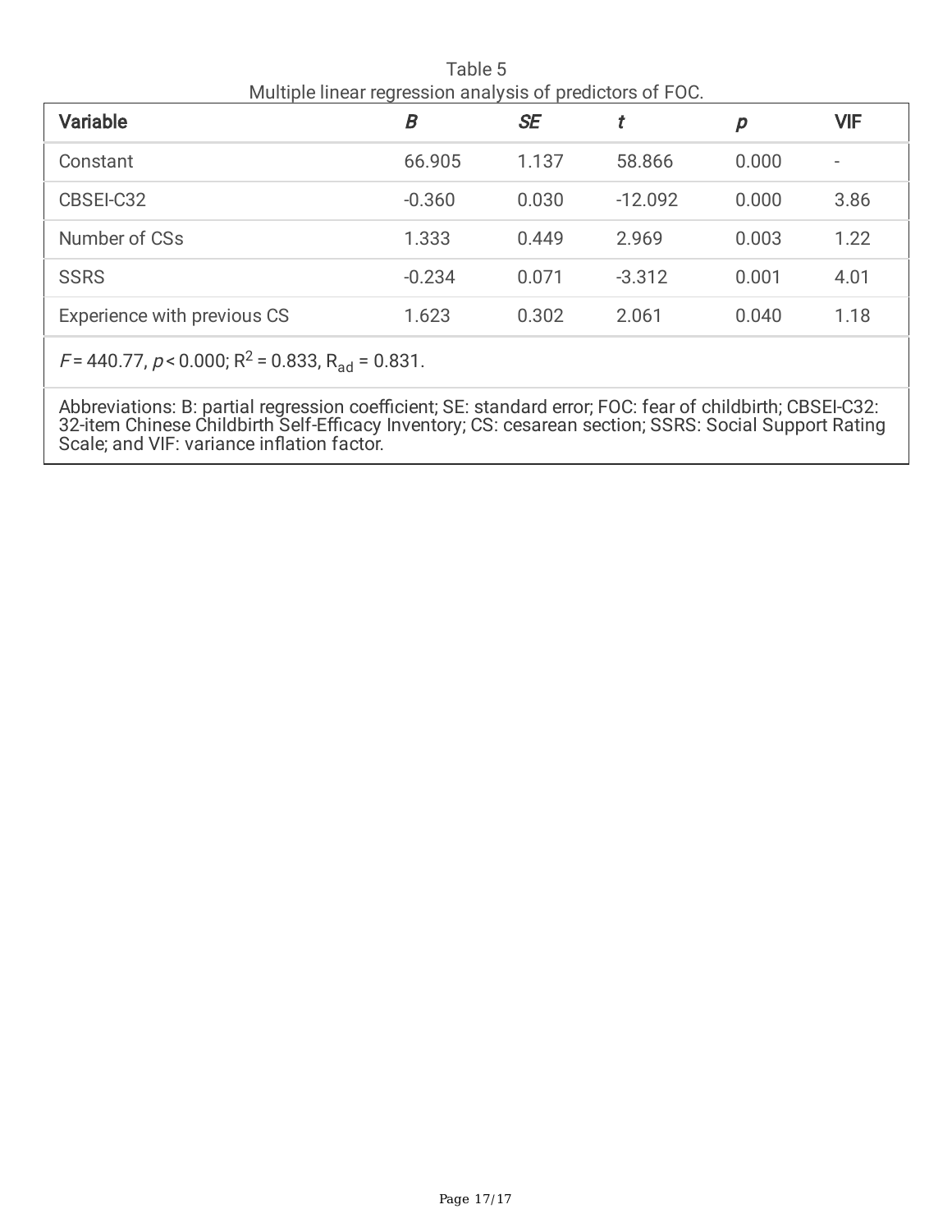Table 5
Multiple linear regression analysis of predictors of FOC.

| Variable | *B* | *SE* | *t* | *p* | VIF |
| --- | --- | --- | --- | --- | --- |
| Constant | 66.905 | 1.137 | 58.866 | 0.000 | - |
| CBSEI-C32 | -0.360 | 0.030 | -12.092 | 0.000 | 3.86 |
| Number of CSs | 1.333 | 0.449 | 2.969 | 0.003 | 1.22 |
| SSRS | -0.234 | 0.071 | -3.312 | 0.001 | 4.01 |
| Experience with previous CS | 1.623 | 0.302 | 2.061 | 0.040 | 1.18 |

$F = 440.77$, $p < 0.000$; $R^2 = 0.833$, $R_{ad} = 0.831$.

Abbreviations: B: partial regression coefficient; SE: standard error; FOC: fear of childbirth; CBSEI-C32: 32-item Chinese Childbirth Self-Efficacy Inventory; CS: cesarean section; SSRS: Social Support Rating Scale; and VIF: variance inflation factor.